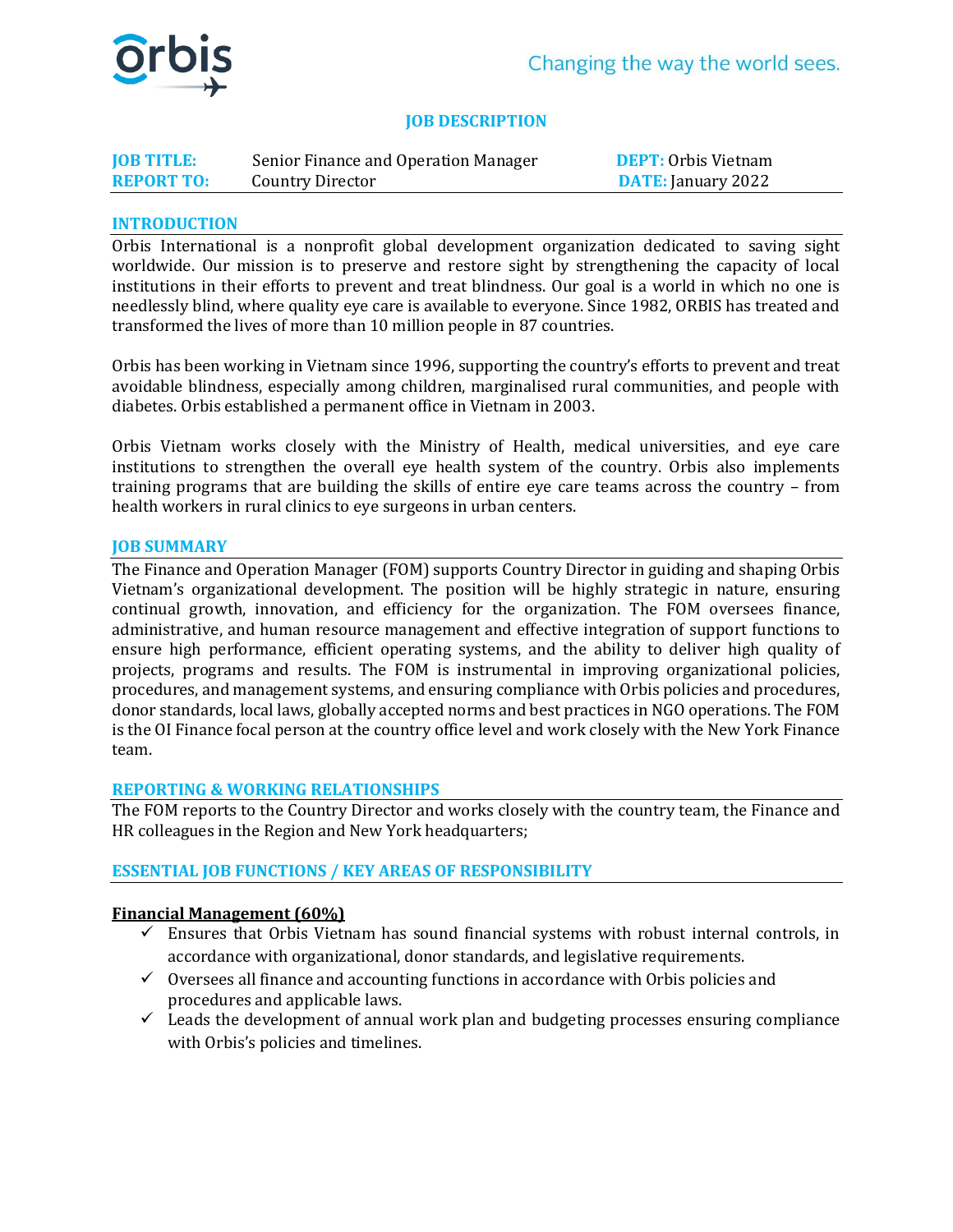Changing the way the world sees.

# JOB DESCRIPTION

| | | |
|---|---|---|
| **JOB TITLE:** Senior Finance and Operation Manager | | **DEPT:** Orbis Vietnam |
| **REPORT TO:** Country Director | | **DATE:** January 2022 |

## INTRODUCTION

Orbis International is a nonprofit global development organization dedicated to saving sight worldwide. Our mission is to preserve and restore sight by strengthening the capacity of local institutions in their efforts to prevent and treat blindness. Our goal is a world in which no one is needlessly blind, where quality eye care is available to everyone. Since 1982, ORBIS has treated and transformed the lives of more than 10 million people in 87 countries.

Orbis has been working in Vietnam since 1996, supporting the country's efforts to prevent and treat avoidable blindness, especially among children, marginalised rural communities, and people with diabetes. Orbis established a permanent office in Vietnam in 2003.

Orbis Vietnam works closely with the Ministry of Health, medical universities, and eye care institutions to strengthen the overall eye health system of the country. Orbis also implements training programs that are building the skills of entire eye care teams across the country – from health workers in rural clinics to eye surgeons in urban centers.

## JOB SUMMARY

The Finance and Operation Manager (FOM) supports Country Director in guiding and shaping Orbis Vietnam's organizational development. The position will be highly strategic in nature, ensuring continual growth, innovation, and efficiency for the organization. The FOM oversees finance, administrative, and human resource management and effective integration of support functions to ensure high performance, efficient operating systems, and the ability to deliver high quality of projects, programs and results. The FOM is instrumental in improving organizational policies, procedures, and management systems, and ensuring compliance with Orbis policies and procedures, donor standards, local laws, globally accepted norms and best practices in NGO operations. The FOM is the OI Finance focal person at the country office level and work closely with the New York Finance team.

## REPORTING & WORKING RELATIONSHIPS

The FOM reports to the Country Director and works closely with the country team, the Finance and HR colleagues in the Region and New York headquarters;

## ESSENTIAL JOB FUNCTIONS / KEY AREAS OF RESPONSIBILITY

**Financial Management (60%)**

- ✓ Ensures that Orbis Vietnam has sound financial systems with robust internal controls, in accordance with organizational, donor standards, and legislative requirements.
- ✓ Oversees all finance and accounting functions in accordance with Orbis policies and procedures and applicable laws.
- ✓ Leads the development of annual work plan and budgeting processes ensuring compliance with Orbis's policies and timelines.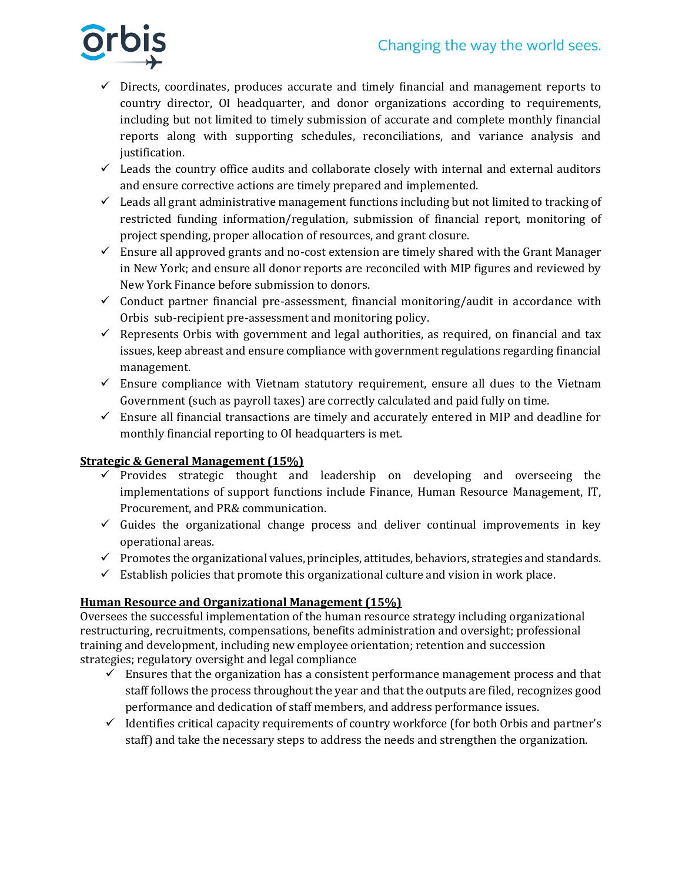- ✓ Directs, coordinates, produces accurate and timely financial and management reports to country director, OI headquarter, and donor organizations according to requirements, including but not limited to timely submission of accurate and complete monthly financial reports along with supporting schedules, reconciliations, and variance analysis and justification.
- ✓ Leads the country office audits and collaborate closely with internal and external auditors and ensure corrective actions are timely prepared and implemented.
- ✓ Leads all grant administrative management functions including but not limited to tracking of restricted funding information/regulation, submission of financial report, monitoring of project spending, proper allocation of resources, and grant closure.
- ✓ Ensure all approved grants and no-cost extension are timely shared with the Grant Manager in New York; and ensure all donor reports are reconciled with MIP figures and reviewed by New York Finance before submission to donors.
- ✓ Conduct partner financial pre-assessment, financial monitoring/audit in accordance with Orbis sub-recipient pre-assessment and monitoring policy.
- ✓ Represents Orbis with government and legal authorities, as required, on financial and tax issues, keep abreast and ensure compliance with government regulations regarding financial management.
- ✓ Ensure compliance with Vietnam statutory requirement, ensure all dues to the Vietnam Government (such as payroll taxes) are correctly calculated and paid fully on time.
- ✓ Ensure all financial transactions are timely and accurately entered in MIP and deadline for monthly financial reporting to OI headquarters is met.

**Strategic & General Management (15%)**

- ✓ Provides strategic thought and leadership on developing and overseeing the implementations of support functions include Finance, Human Resource Management, IT, Procurement, and PR& communication.
- ✓ Guides the organizational change process and deliver continual improvements in key operational areas.
- ✓ Promotes the organizational values, principles, attitudes, behaviors, strategies and standards.
- ✓ Establish policies that promote this organizational culture and vision in work place.

**Human Resource and Organizational Management (15%)**

Oversees the successful implementation of the human resource strategy including organizational restructuring, recruitments, compensations, benefits administration and oversight; professional training and development, including new employee orientation; retention and succession strategies; regulatory oversight and legal compliance

- ✓ Ensures that the organization has a consistent performance management process and that staff follows the process throughout the year and that the outputs are filed, recognizes good performance and dedication of staff members, and address performance issues.
- ✓ Identifies critical capacity requirements of country workforce (for both Orbis and partner's staff) and take the necessary steps to address the needs and strengthen the organization.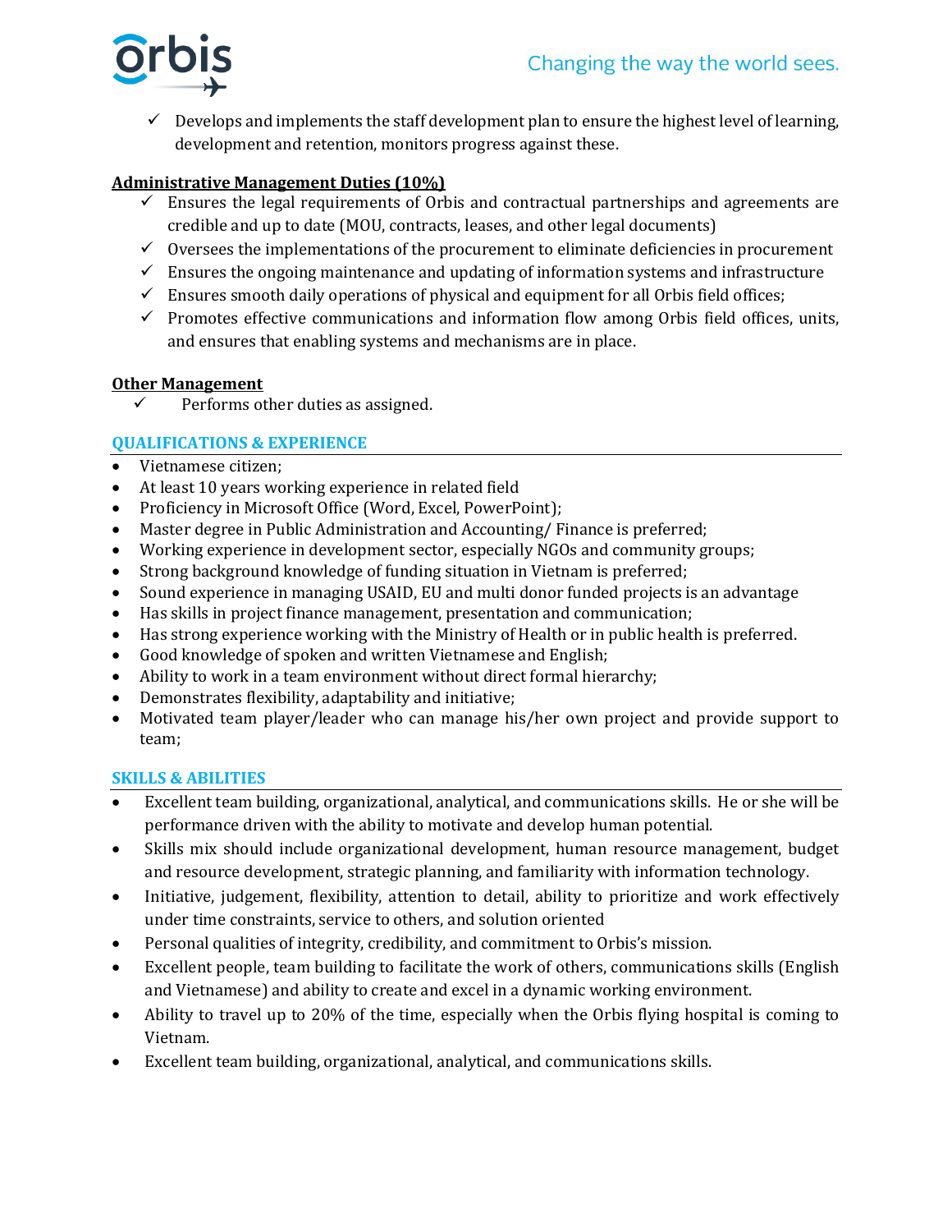- ✓ Develops and implements the staff development plan to ensure the highest level of learning, development and retention, monitors progress against these.

**Administrative Management Duties (10%)**

- ✓ Ensures the legal requirements of Orbis and contractual partnerships and agreements are credible and up to date (MOU, contracts, leases, and other legal documents)
- ✓ Oversees the implementations of the procurement to eliminate deficiencies in procurement
- ✓ Ensures the ongoing maintenance and updating of information systems and infrastructure
- ✓ Ensures smooth daily operations of physical and equipment for all Orbis field offices;
- ✓ Promotes effective communications and information flow among Orbis field offices, units, and ensures that enabling systems and mechanisms are in place.

**Other Management**

- ✓ Performs other duties as assigned.

## QUALIFICATIONS & EXPERIENCE

- Vietnamese citizen;
- At least 10 years working experience in related field
- Proficiency in Microsoft Office (Word, Excel, PowerPoint);
- Master degree in Public Administration and Accounting/ Finance is preferred;
- Working experience in development sector, especially NGOs and community groups;
- Strong background knowledge of funding situation in Vietnam is preferred;
- Sound experience in managing USAID, EU and multi donor funded projects is an advantage
- Has skills in project finance management, presentation and communication;
- Has strong experience working with the Ministry of Health or in public health is preferred.
- Good knowledge of spoken and written Vietnamese and English;
- Ability to work in a team environment without direct formal hierarchy;
- Demonstrates flexibility, adaptability and initiative;
- Motivated team player/leader who can manage his/her own project and provide support to team;

## SKILLS & ABILITIES

- Excellent team building, organizational, analytical, and communications skills. He or she will be performance driven with the ability to motivate and develop human potential.
- Skills mix should include organizational development, human resource management, budget and resource development, strategic planning, and familiarity with information technology.
- Initiative, judgement, flexibility, attention to detail, ability to prioritize and work effectively under time constraints, service to others, and solution oriented
- Personal qualities of integrity, credibility, and commitment to Orbis's mission.
- Excellent people, team building to facilitate the work of others, communications skills (English and Vietnamese) and ability to create and excel in a dynamic working environment.
- Ability to travel up to 20% of the time, especially when the Orbis flying hospital is coming to Vietnam.
- Excellent team building, organizational, analytical, and communications skills.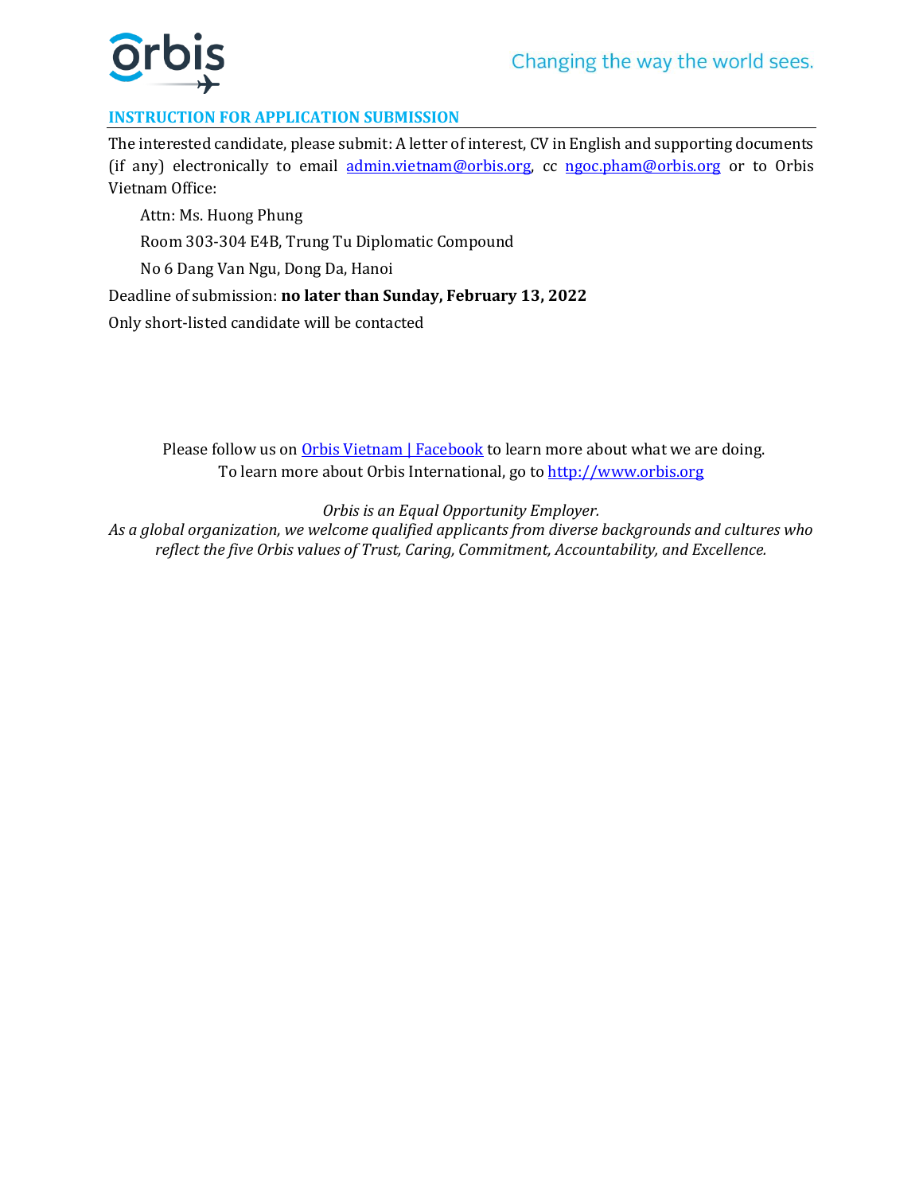## INSTRUCTION FOR APPLICATION SUBMISSION

The interested candidate, please submit: A letter of interest, CV in English and supporting documents (if any) electronically to email admin.vietnam@orbis.org, cc ngoc.pham@orbis.org or to Orbis Vietnam Office:

Attn: Ms. Huong Phung

Room 303-304 E4B, Trung Tu Diplomatic Compound

No 6 Dang Van Ngu, Dong Da, Hanoi

Deadline of submission: **no later than Sunday, February 13, 2022**

Only short-listed candidate will be contacted

Please follow us on Orbis Vietnam | Facebook to learn more about what we are doing.
To learn more about Orbis International, go to http://www.orbis.org

*Orbis is an Equal Opportunity Employer.*
*As a global organization, we welcome qualified applicants from diverse backgrounds and cultures who reflect the five Orbis values of Trust, Caring, Commitment, Accountability, and Excellence.*